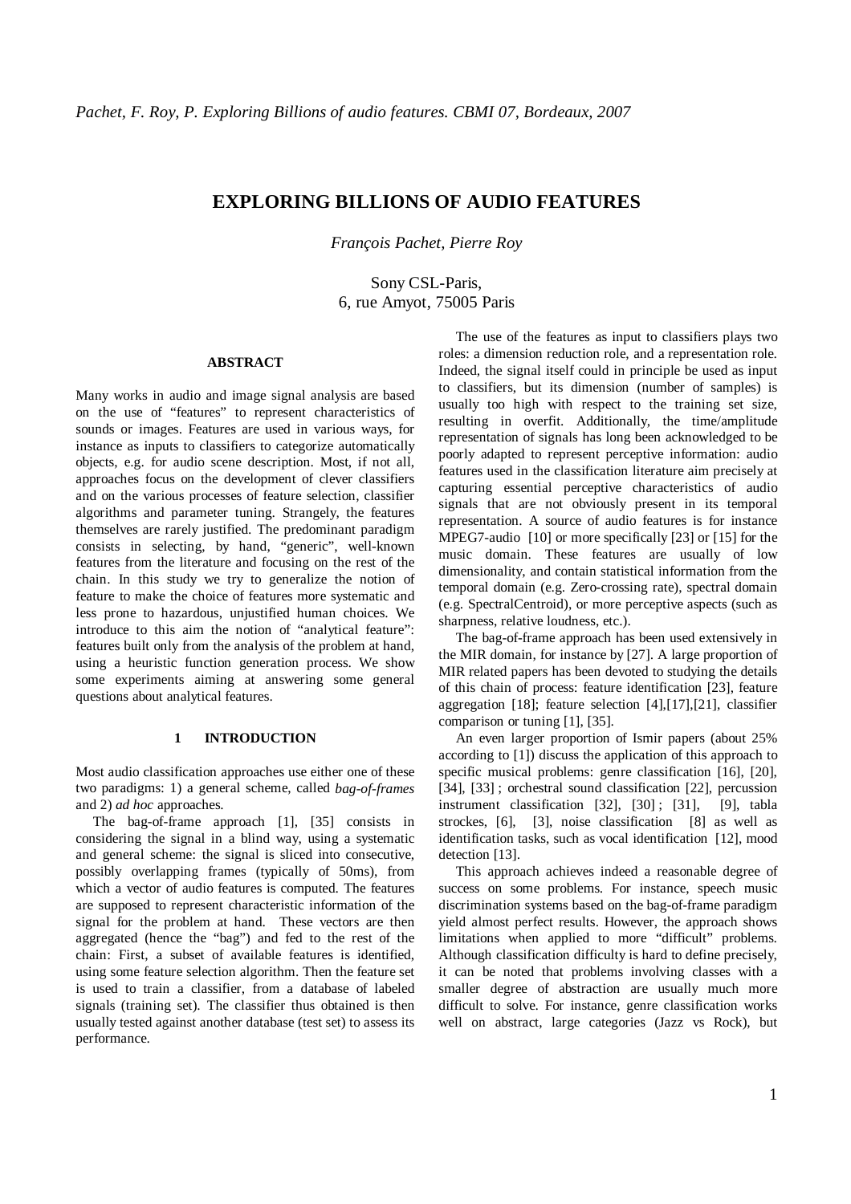*Pachet, F. Roy, P. Exploring Billions of audio features. CBMI 07, Bordeaux, 2007*

# EXPLORING BILLIONS OF AUDIO FEATURES

*François Pachet, Pierre Roy*

Sony CSL-Paris,
6, rue Amyot, 75005 Paris

## ABSTRACT

Many works in audio and image signal analysis are based on the use of "features" to represent characteristics of sounds or images. Features are used in various ways, for instance as inputs to classifiers to categorize automatically objects, e.g. for audio scene description. Most, if not all, approaches focus on the development of clever classifiers and on the various processes of feature selection, classifier algorithms and parameter tuning. Strangely, the features themselves are rarely justified. The predominant paradigm consists in selecting, by hand, "generic", well-known features from the literature and focusing on the rest of the chain. In this study we try to generalize the notion of feature to make the choice of features more systematic and less prone to hazardous, unjustified human choices. We introduce to this aim the notion of "analytical feature": features built only from the analysis of the problem at hand, using a heuristic function generation process. We show some experiments aiming at answering some general questions about analytical features.

## 1 INTRODUCTION

Most audio classification approaches use either one of these two paradigms: 1) a general scheme, called *bag-of-frames* and 2) *ad hoc* approaches.

The bag-of-frame approach [1], [35] consists in considering the signal in a blind way, using a systematic and general scheme: the signal is sliced into consecutive, possibly overlapping frames (typically of 50ms), from which a vector of audio features is computed. The features are supposed to represent characteristic information of the signal for the problem at hand. These vectors are then aggregated (hence the "bag") and fed to the rest of the chain: First, a subset of available features is identified, using some feature selection algorithm. Then the feature set is used to train a classifier, from a database of labeled signals (training set). The classifier thus obtained is then usually tested against another database (test set) to assess its performance.

The use of the features as input to classifiers plays two roles: a dimension reduction role, and a representation role. Indeed, the signal itself could in principle be used as input to classifiers, but its dimension (number of samples) is usually too high with respect to the training set size, resulting in overfit. Additionally, the time/amplitude representation of signals has long been acknowledged to be poorly adapted to represent perceptive information: audio features used in the classification literature aim precisely at capturing essential perceptive characteristics of audio signals that are not obviously present in its temporal representation. A source of audio features is for instance MPEG7-audio [10] or more specifically [23] or [15] for the music domain. These features are usually of low dimensionality, and contain statistical information from the temporal domain (e.g. Zero-crossing rate), spectral domain (e.g. SpectralCentroid), or more perceptive aspects (such as sharpness, relative loudness, etc.).

The bag-of-frame approach has been used extensively in the MIR domain, for instance by [27]. A large proportion of MIR related papers has been devoted to studying the details of this chain of process: feature identification [23], feature aggregation [18]; feature selection [4],[17],[21], classifier comparison or tuning [1], [35].

An even larger proportion of Ismir papers (about 25% according to [1]) discuss the application of this approach to specific musical problems: genre classification [16], [20], [34], [33] ; orchestral sound classification [22], percussion instrument classification [32], [30] ; [31], [9], tabla strockes, [6], [3], noise classification [8] as well as identification tasks, such as vocal identification [12], mood detection [13].

This approach achieves indeed a reasonable degree of success on some problems. For instance, speech music discrimination systems based on the bag-of-frame paradigm yield almost perfect results. However, the approach shows limitations when applied to more "difficult" problems. Although classification difficulty is hard to define precisely, it can be noted that problems involving classes with a smaller degree of abstraction are usually much more difficult to solve. For instance, genre classification works well on abstract, large categories (Jazz vs Rock), but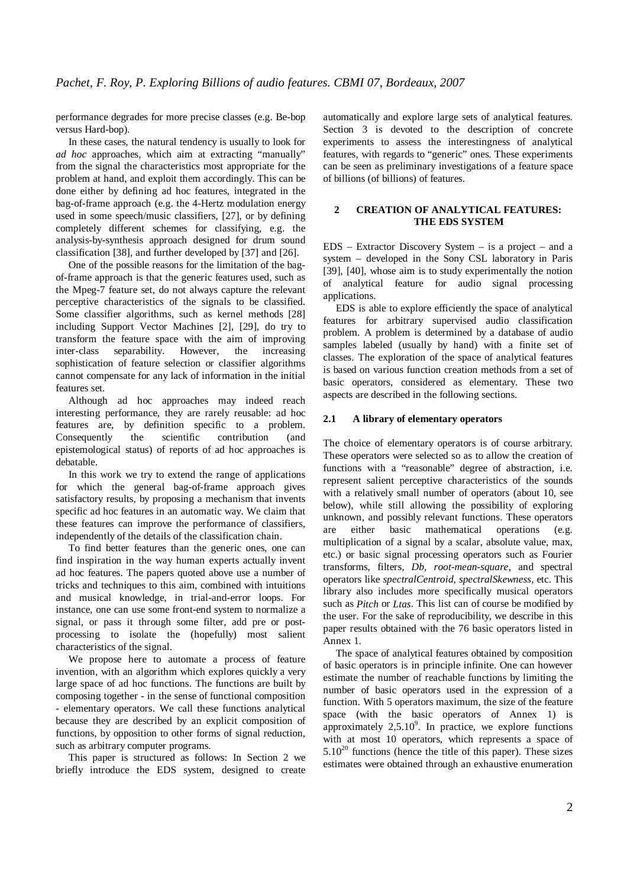performance degrades for more precise classes (e.g. Be-bop versus Hard-bop).

In these cases, the natural tendency is usually to look for *ad hoc* approaches, which aim at extracting "manually" from the signal the characteristics most appropriate for the problem at hand, and exploit them accordingly. This can be done either by defining ad hoc features, integrated in the bag-of-frame approach (e.g. the 4-Hertz modulation energy used in some speech/music classifiers, [27], or by defining completely different schemes for classifying, e.g. the analysis-by-synthesis approach designed for drum sound classification [38], and further developed by [37] and [26].

One of the possible reasons for the limitation of the bag-of-frame approach is that the generic features used, such as the Mpeg-7 feature set, do not always capture the relevant perceptive characteristics of the signals to be classified. Some classifier algorithms, such as kernel methods [28] including Support Vector Machines [2], [29], do try to transform the feature space with the aim of improving inter-class separability. However, the increasing sophistication of feature selection or classifier algorithms cannot compensate for any lack of information in the initial features set.

Although ad hoc approaches may indeed reach interesting performance, they are rarely reusable: ad hoc features are, by definition specific to a problem. Consequently the scientific contribution (and epistemological status) of reports of ad hoc approaches is debatable.

In this work we try to extend the range of applications for which the general bag-of-frame approach gives satisfactory results, by proposing a mechanism that invents specific ad hoc features in an automatic way. We claim that these features can improve the performance of classifiers, independently of the details of the classification chain.

To find better features than the generic ones, one can find inspiration in the way human experts actually invent ad hoc features. The papers quoted above use a number of tricks and techniques to this aim, combined with intuitions and musical knowledge, in trial-and-error loops. For instance, one can use some front-end system to normalize a signal, or pass it through some filter, add pre or post-processing to isolate the (hopefully) most salient characteristics of the signal.

We propose here to automate a process of feature invention, with an algorithm which explores quickly a very large space of ad hoc functions. The functions are built by composing together - in the sense of functional composition - elementary operators. We call these functions analytical because they are described by an explicit composition of functions, by opposition to other forms of signal reduction, such as arbitrary computer programs.

This paper is structured as follows: In Section 2 we briefly introduce the EDS system, designed to create automatically and explore large sets of analytical features. Section 3 is devoted to the description of concrete experiments to assess the interestingness of analytical features, with regards to "generic" ones. These experiments can be seen as preliminary investigations of a feature space of billions (of billions) of features.

## 2 CREATION OF ANALYTICAL FEATURES: THE EDS SYSTEM

EDS – Extractor Discovery System – is a project – and a system – developed in the Sony CSL laboratory in Paris [39], [40], whose aim is to study experimentally the notion of analytical feature for audio signal processing applications.

EDS is able to explore efficiently the space of analytical features for arbitrary supervised audio classification problem. A problem is determined by a database of audio samples labeled (usually by hand) with a finite set of classes. The exploration of the space of analytical features is based on various function creation methods from a set of basic operators, considered as elementary. These two aspects are described in the following sections.

### 2.1 A library of elementary operators

The choice of elementary operators is of course arbitrary. These operators were selected so as to allow the creation of functions with a "reasonable" degree of abstraction, i.e. represent salient perceptive characteristics of the sounds with a relatively small number of operators (about 10, see below), while still allowing the possibility of exploring unknown, and possibly relevant functions. These operators are either basic mathematical operations (e.g. multiplication of a signal by a scalar, absolute value, max, etc.) or basic signal processing operators such as Fourier transforms, filters, *Db*, *root-mean-square*, and spectral operators like *spectralCentroid*, *spectralSkewness*, etc. This library also includes more specifically musical operators such as *Pitch* or *Ltas*. This list can of course be modified by the user. For the sake of reproducibility, we describe in this paper results obtained with the 76 basic operators listed in Annex 1.

The space of analytical features obtained by composition of basic operators is in principle infinite. One can however estimate the number of reachable functions by limiting the number of basic operators used in the expression of a function. With 5 operators maximum, the size of the feature space (with the basic operators of Annex 1) is approximately $2{,}5.10^9$. In practice, we explore functions with at most 10 operators, which represents a space of $5.10^{20}$ functions (hence the title of this paper). These sizes estimates were obtained through an exhaustive enumeration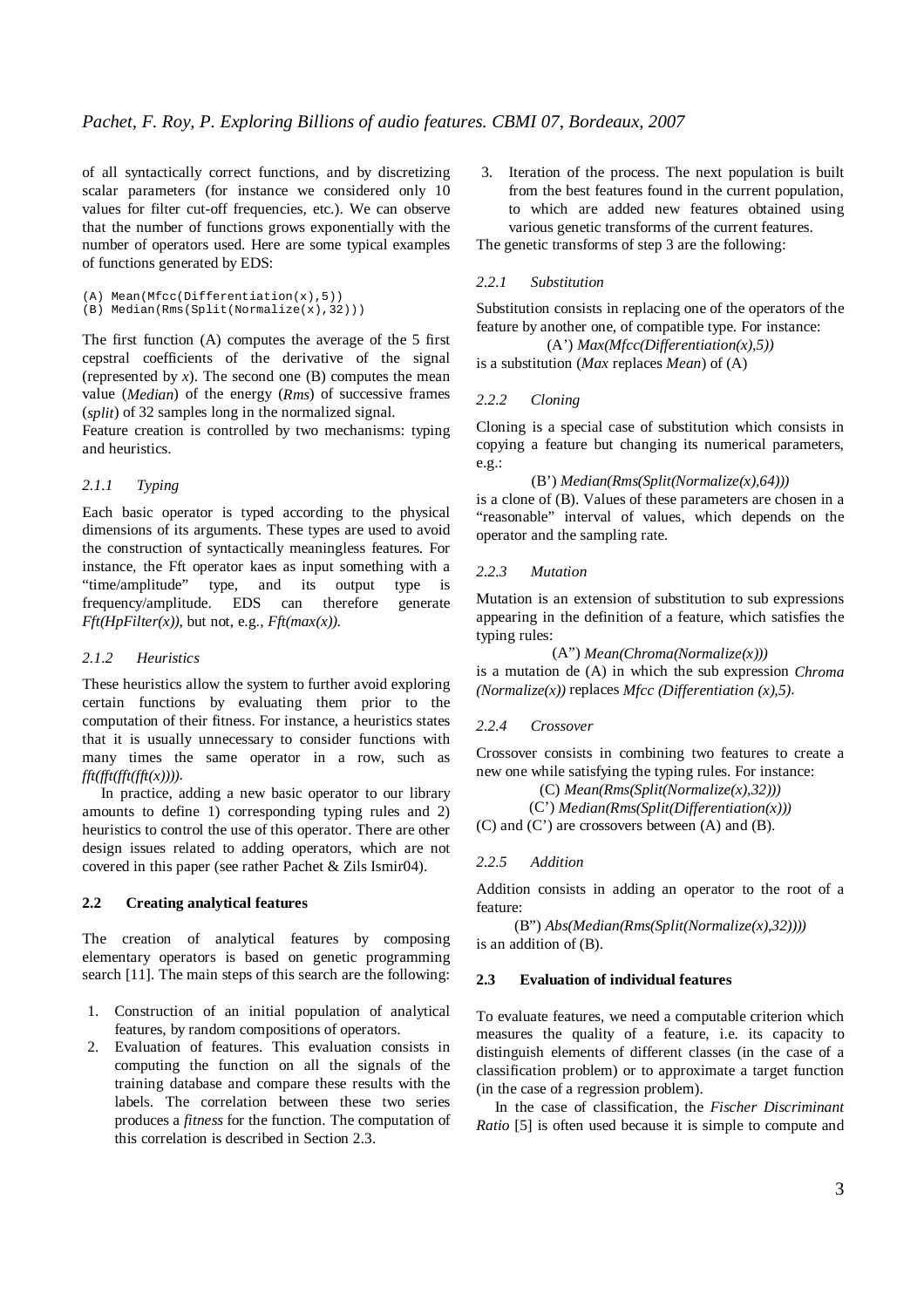of all syntactically correct functions, and by discretizing scalar parameters (for instance we considered only 10 values for filter cut-off frequencies, etc.). We can observe that the number of functions grows exponentially with the number of operators used. Here are some typical examples of functions generated by EDS:

```
(A) Mean(Mfcc(Differentiation(x),5))
(B) Median(Rms(Split(Normalize(x),32)))
```

The first function (A) computes the average of the 5 first cepstral coefficients of the derivative of the signal (represented by *x*). The second one (B) computes the mean value (*Median*) of the energy (*Rms*) of successive frames (*split*) of 32 samples long in the normalized signal.

Feature creation is controlled by two mechanisms: typing and heuristics.

#### 2.1.1 *Typing*

Each basic operator is typed according to the physical dimensions of its arguments. These types are used to avoid the construction of syntactically meaningless features. For instance, the Fft operator kaes as input something with a "time/amplitude" type, and its output type is frequency/amplitude. EDS can therefore generate *Fft(HpFilter(x))*, but not, e.g., *Fft(max(x)).*

#### 2.1.2 *Heuristics*

These heuristics allow the system to further avoid exploring certain functions by evaluating them prior to the computation of their fitness. For instance, a heuristics states that it is usually unnecessary to consider functions with many times the same operator in a row, such as *fft(fft(fft(fft(x)))).*

In practice, adding a new basic operator to our library amounts to define 1) corresponding typing rules and 2) heuristics to control the use of this operator. There are other design issues related to adding operators, which are not covered in this paper (see rather Pachet & Zils Ismir04).

### 2.2 Creating analytical features

The creation of analytical features by composing elementary operators is based on genetic programming search [11]. The main steps of this search are the following:

1. Construction of an initial population of analytical features, by random compositions of operators.
2. Evaluation of features. This evaluation consists in computing the function on all the signals of the training database and compare these results with the labels. The correlation between these two series produces a *fitness* for the function. The computation of this correlation is described in Section 2.3.
3. Iteration of the process. The next population is built from the best features found in the current population, to which are added new features obtained using various genetic transforms of the current features.

The genetic transforms of step 3 are the following:

#### 2.2.1 *Substitution*

Substitution consists in replacing one of the operators of the feature by another one, of compatible type. For instance:

(A') *Max(Mfcc(Differentiation(x),5))*

is a substitution (*Max* replaces *Mean*) of (A)

#### 2.2.2 *Cloning*

Cloning is a special case of substitution which consists in copying a feature but changing its numerical parameters, e.g.:

(B') *Median(Rms(Split(Normalize(x),64)))*

is a clone of (B). Values of these parameters are chosen in a "reasonable" interval of values, which depends on the operator and the sampling rate.

#### 2.2.3 *Mutation*

Mutation is an extension of substitution to sub expressions appearing in the definition of a feature, which satisfies the typing rules:

(A") *Mean(Chroma(Normalize(x)))*

is a mutation de (A) in which the sub expression *Chroma (Normalize(x))* replaces *Mfcc (Differentiation (x),5).*

#### 2.2.4 *Crossover*

Crossover consists in combining two features to create a new one while satisfying the typing rules. For instance:

(C) *Mean(Rms(Split(Normalize(x),32)))*

(C') *Median(Rms(Split(Differentiation(x)))*

(C) and (C') are crossovers between (A) and (B).

#### 2.2.5 *Addition*

Addition consists in adding an operator to the root of a feature:

(B") *Abs(Median(Rms(Split(Normalize(x),32))))*

is an addition of (B).

### 2.3 Evaluation of individual features

To evaluate features, we need a computable criterion which measures the quality of a feature, i.e. its capacity to distinguish elements of different classes (in the case of a classification problem) or to approximate a target function (in the case of a regression problem).

In the case of classification, the *Fischer Discriminant Ratio* [5] is often used because it is simple to compute and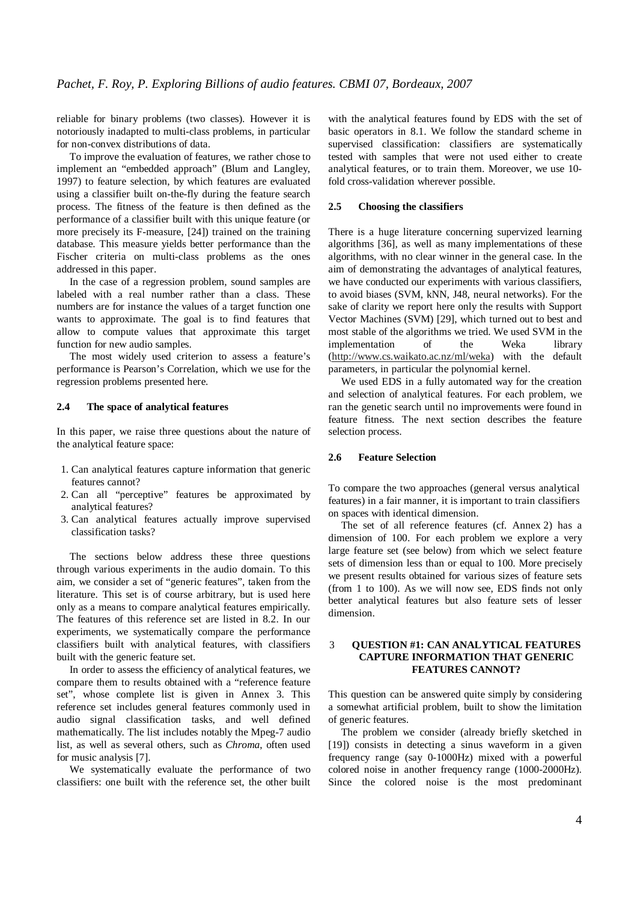reliable for binary problems (two classes). However it is notoriously inadapted to multi-class problems, in particular for non-convex distributions of data.

To improve the evaluation of features, we rather chose to implement an "embedded approach" (Blum and Langley, 1997) to feature selection, by which features are evaluated using a classifier built on-the-fly during the feature search process. The fitness of the feature is then defined as the performance of a classifier built with this unique feature (or more precisely its F-measure, [24]) trained on the training database. This measure yields better performance than the Fischer criteria on multi-class problems as the ones addressed in this paper.

In the case of a regression problem, sound samples are labeled with a real number rather than a class. These numbers are for instance the values of a target function one wants to approximate. The goal is to find features that allow to compute values that approximate this target function for new audio samples.

The most widely used criterion to assess a feature's performance is Pearson's Correlation, which we use for the regression problems presented here.

### 2.4 The space of analytical features

In this paper, we raise three questions about the nature of the analytical feature space:

1. Can analytical features capture information that generic features cannot?
2. Can all "perceptive" features be approximated by analytical features?
3. Can analytical features actually improve supervised classification tasks?

The sections below address these three questions through various experiments in the audio domain. To this aim, we consider a set of "generic features", taken from the literature. This set is of course arbitrary, but is used here only as a means to compare analytical features empirically. The features of this reference set are listed in 8.2. In our experiments, we systematically compare the performance classifiers built with analytical features, with classifiers built with the generic feature set.

In order to assess the efficiency of analytical features, we compare them to results obtained with a "reference feature set", whose complete list is given in Annex 3. This reference set includes general features commonly used in audio signal classification tasks, and well defined mathematically. The list includes notably the Mpeg-7 audio list, as well as several others, such as *Chroma*, often used for music analysis [7].

We systematically evaluate the performance of two classifiers: one built with the reference set, the other built with the analytical features found by EDS with the set of basic operators in 8.1. We follow the standard scheme in supervised classification: classifiers are systematically tested with samples that were not used either to create analytical features, or to train them. Moreover, we use 10-fold cross-validation wherever possible.

### 2.5 Choosing the classifiers

There is a huge literature concerning supervized learning algorithms [36], as well as many implementations of these algorithms, with no clear winner in the general case. In the aim of demonstrating the advantages of analytical features, we have conducted our experiments with various classifiers, to avoid biases (SVM, kNN, J48, neural networks). For the sake of clarity we report here only the results with Support Vector Machines (SVM) [29], which turned out to best and most stable of the algorithms we tried. We used SVM in the implementation of the Weka library (http://www.cs.waikato.ac.nz/ml/weka) with the default parameters, in particular the polynomial kernel.

We used EDS in a fully automated way for the creation and selection of analytical features. For each problem, we ran the genetic search until no improvements were found in feature fitness. The next section describes the feature selection process.

### 2.6 Feature Selection

To compare the two approaches (general versus analytical features) in a fair manner, it is important to train classifiers on spaces with identical dimension.

The set of all reference features (cf. Annex 2) has a dimension of 100. For each problem we explore a very large feature set (see below) from which we select feature sets of dimension less than or equal to 100. More precisely we present results obtained for various sizes of feature sets (from 1 to 100). As we will now see, EDS finds not only better analytical features but also feature sets of lesser dimension.

## 3 QUESTION #1: CAN ANALYTICAL FEATURES CAPTURE INFORMATION THAT GENERIC FEATURES CANNOT?

This question can be answered quite simply by considering a somewhat artificial problem, built to show the limitation of generic features.

The problem we consider (already briefly sketched in [19]) consists in detecting a sinus waveform in a given frequency range (say 0-1000Hz) mixed with a powerful colored noise in another frequency range (1000-2000Hz). Since the colored noise is the most predominant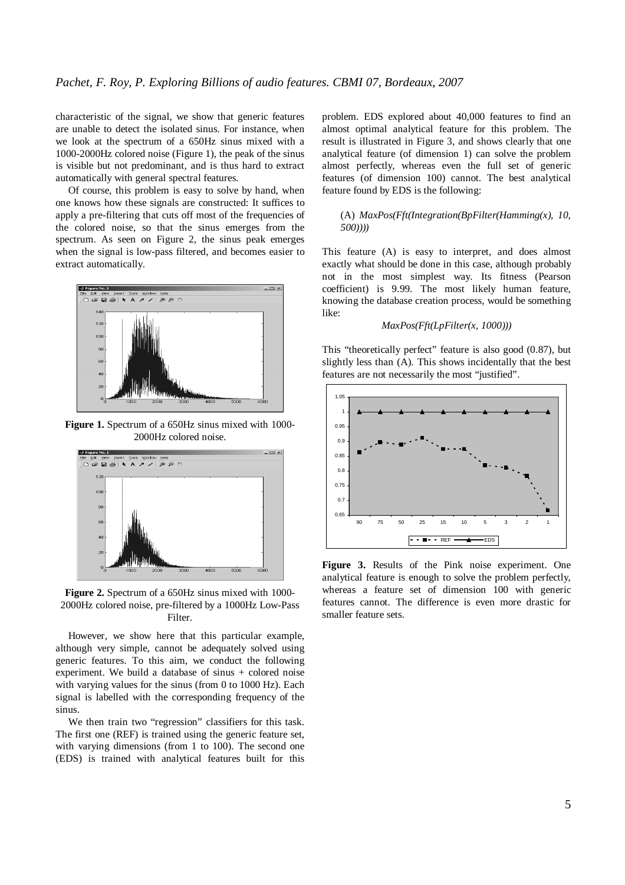characteristic of the signal, we show that generic features are unable to detect the isolated sinus. For instance, when we look at the spectrum of a 650Hz sinus mixed with a 1000-2000Hz colored noise (Figure 1), the peak of the sinus is visible but not predominant, and is thus hard to extract automatically with general spectral features.

Of course, this problem is easy to solve by hand, when one knows how these signals are constructed: It suffices to apply a pre-filtering that cuts off most of the frequencies of the colored noise, so that the sinus emerges from the spectrum. As seen on Figure 2, the sinus peak emerges when the signal is low-pass filtered, and becomes easier to extract automatically.

**Figure 1.** Spectrum of a 650Hz sinus mixed with 1000-2000Hz colored noise.

**Figure 2.** Spectrum of a 650Hz sinus mixed with 1000-2000Hz colored noise, pre-filtered by a 1000Hz Low-Pass Filter.

However, we show here that this particular example, although very simple, cannot be adequately solved using generic features. To this aim, we conduct the following experiment. We build a database of sinus + colored noise with varying values for the sinus (from 0 to 1000 Hz). Each signal is labelled with the corresponding frequency of the sinus.

We then train two "regression" classifiers for this task. The first one (REF) is trained using the generic feature set, with varying dimensions (from 1 to 100). The second one (EDS) is trained with analytical features built for this problem. EDS explored about 40,000 features to find an almost optimal analytical feature for this problem. The result is illustrated in Figure 3, and shows clearly that one analytical feature (of dimension 1) can solve the problem almost perfectly, whereas even the full set of generic features (of dimension 100) cannot. The best analytical feature found by EDS is the following:

(A) *MaxPos(Fft(Integration(BpFilter(Hamming(x), 10, 500))))*

This feature (A) is easy to interpret, and does almost exactly what should be done in this case, although probably not in the most simplest way. Its fitness (Pearson coefficient) is 9.99. The most likely human feature, knowing the database creation process, would be something like:

*MaxPos(Fft(LpFilter(x, 1000)))*

This "theoretically perfect" feature is also good (0.87), but slightly less than (A). This shows incidentally that the best features are not necessarily the most "justified".

**Figure 3.** Results of the Pink noise experiment. One analytical feature is enough to solve the problem perfectly, whereas a feature set of dimension 100 with generic features cannot. The difference is even more drastic for smaller feature sets.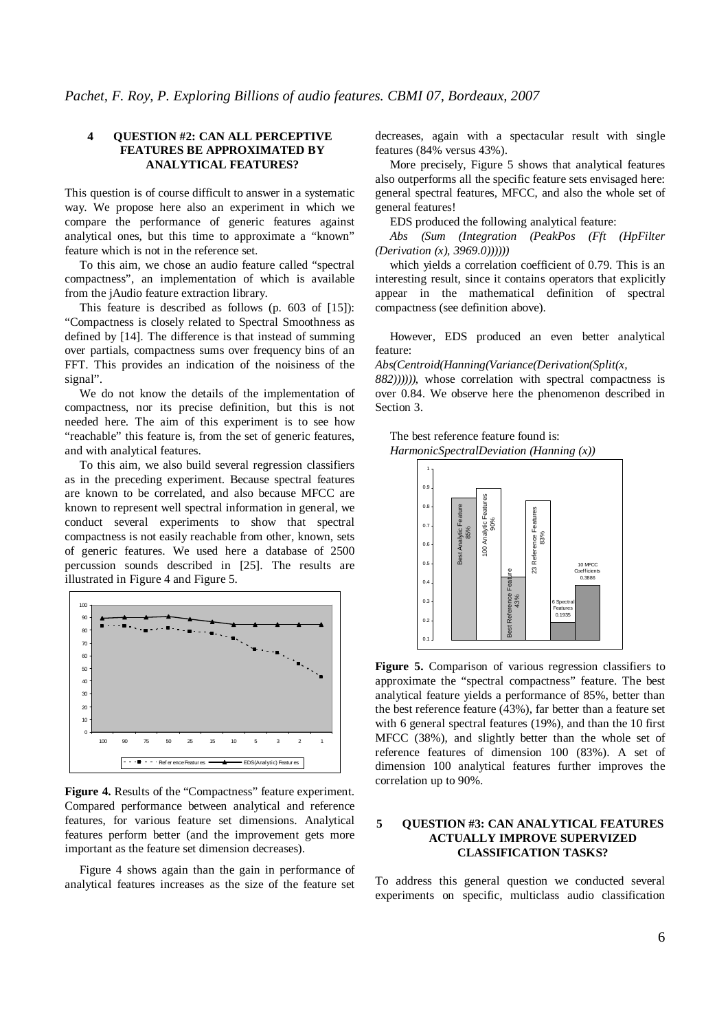## 4 QUESTION #2: CAN ALL PERCEPTIVE FEATURES BE APPROXIMATED BY ANALYTICAL FEATURES?

This question is of course difficult to answer in a systematic way. We propose here also an experiment in which we compare the performance of generic features against analytical ones, but this time to approximate a "known" feature which is not in the reference set.

To this aim, we chose an audio feature called "spectral compactness", an implementation of which is available from the jAudio feature extraction library.

This feature is described as follows (p. 603 of [15]): "Compactness is closely related to Spectral Smoothness as defined by [14]. The difference is that instead of summing over partials, compactness sums over frequency bins of an FFT. This provides an indication of the noisiness of the signal".

We do not know the details of the implementation of compactness, nor its precise definition, but this is not needed here. The aim of this experiment is to see how "reachable" this feature is, from the set of generic features, and with analytical features.

To this aim, we also build several regression classifiers as in the preceding experiment. Because spectral features are known to be correlated, and also because MFCC are known to represent well spectral information in general, we conduct several experiments to show that spectral compactness is not easily reachable from other, known, sets of generic features. We used here a database of 2500 percussion sounds described in [25]. The results are illustrated in Figure 4 and Figure 5.

**Figure 4.** Results of the "Compactness" feature experiment. Compared performance between analytical and reference features, for various feature set dimensions. Analytical features perform better (and the improvement gets more important as the feature set dimension decreases).

Figure 4 shows again than the gain in performance of analytical features increases as the size of the feature set decreases, again with a spectacular result with single features (84% versus 43%).

More precisely, Figure 5 shows that analytical features also outperforms all the specific feature sets envisaged here: general spectral features, MFCC, and also the whole set of general features!

EDS produced the following analytical feature:

*Abs (Sum (Integration (PeakPos (Fft (HpFilter (Derivation (x), 3969.0))))))*

which yields a correlation coefficient of 0.79. This is an interesting result, since it contains operators that explicitly appear in the mathematical definition of spectral compactness (see definition above).

However, EDS produced an even better analytical feature:

*Abs(Centroid(Hanning(Variance(Derivation(Split(x, 882))))))*, whose correlation with spectral compactness is over 0.84. We observe here the phenomenon described in Section 3.

The best reference feature found is:
*HarmonicSpectralDeviation (Hanning (x))*

**Figure 5.** Comparison of various regression classifiers to approximate the "spectral compactness" feature. The best analytical feature yields a performance of 85%, better than the best reference feature (43%), far better than a feature set with 6 general spectral features (19%), and than the 10 first MFCC (38%), and slightly better than the whole set of reference features of dimension 100 (83%). A set of dimension 100 analytical features further improves the correlation up to 90%.

## 5 QUESTION #3: CAN ANALYTICAL FEATURES ACTUALLY IMPROVE SUPERVIZED CLASSIFICATION TASKS?

To address this general question we conducted several experiments on specific, multiclass audio classification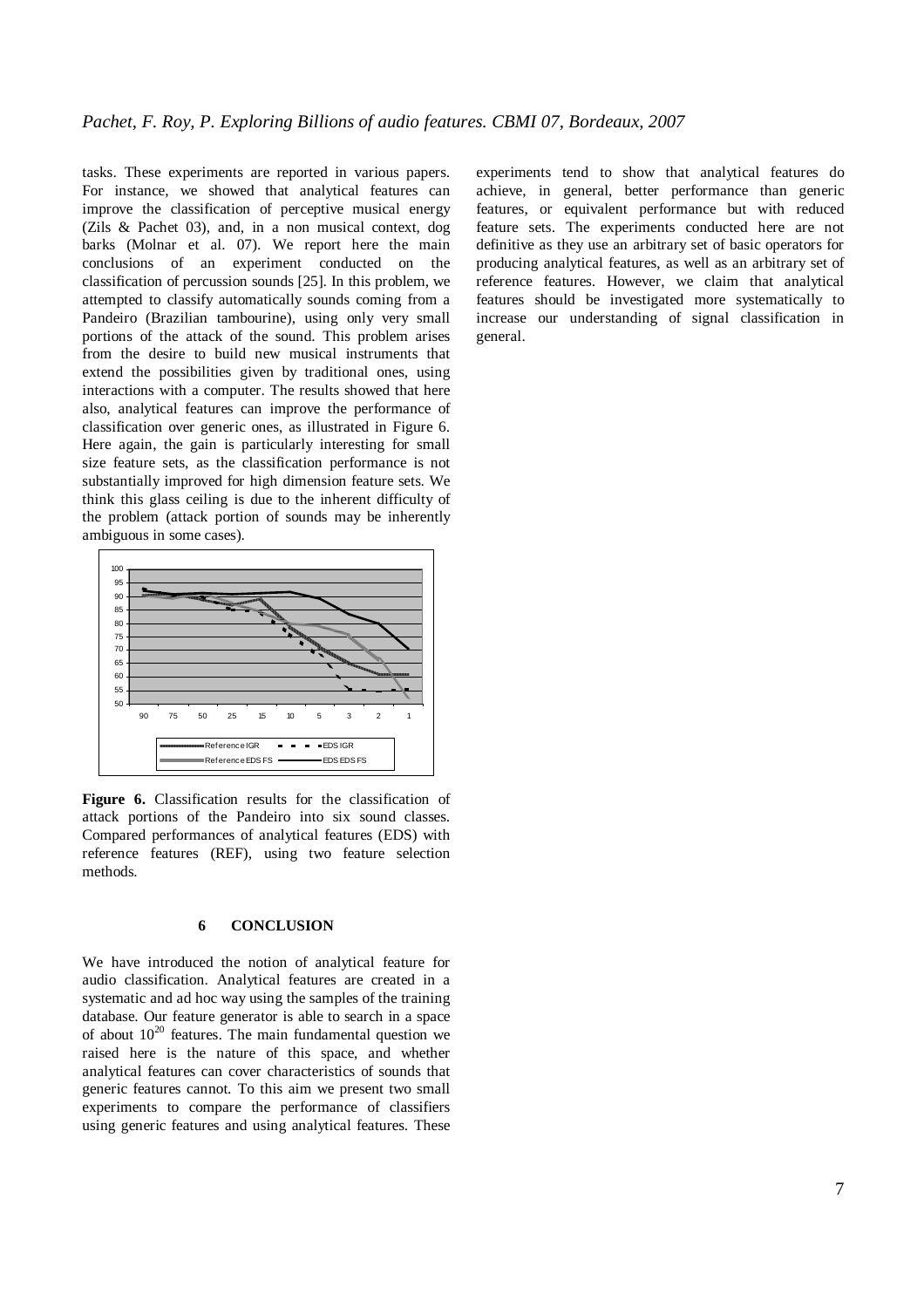tasks. These experiments are reported in various papers. For instance, we showed that analytical features can improve the classification of perceptive musical energy (Zils & Pachet 03), and, in a non musical context, dog barks (Molnar et al. 07). We report here the main conclusions of an experiment conducted on the classification of percussion sounds [25]. In this problem, we attempted to classify automatically sounds coming from a Pandeiro (Brazilian tambourine), using only very small portions of the attack of the sound. This problem arises from the desire to build new musical instruments that extend the possibilities given by traditional ones, using interactions with a computer. The results showed that here also, analytical features can improve the performance of classification over generic ones, as illustrated in Figure 6. Here again, the gain is particularly interesting for small size feature sets, as the classification performance is not substantially improved for high dimension feature sets. We think this glass ceiling is due to the inherent difficulty of the problem (attack portion of sounds may be inherently ambiguous in some cases).

**Figure 6.** Classification results for the classification of attack portions of the Pandeiro into six sound classes. Compared performances of analytical features (EDS) with reference features (REF), using two feature selection methods.

## 6 CONCLUSION

We have introduced the notion of analytical feature for audio classification. Analytical features are created in a systematic and ad hoc way using the samples of the training database. Our feature generator is able to search in a space of about $10^{20}$ features. The main fundamental question we raised here is the nature of this space, and whether analytical features can cover characteristics of sounds that generic features cannot. To this aim we present two small experiments to compare the performance of classifiers using generic features and using analytical features. These experiments tend to show that analytical features do achieve, in general, better performance than generic features, or equivalent performance but with reduced feature sets. The experiments conducted here are not definitive as they use an arbitrary set of basic operators for producing analytical features, as well as an arbitrary set of reference features. However, we claim that analytical features should be investigated more systematically to increase our understanding of signal classification in general.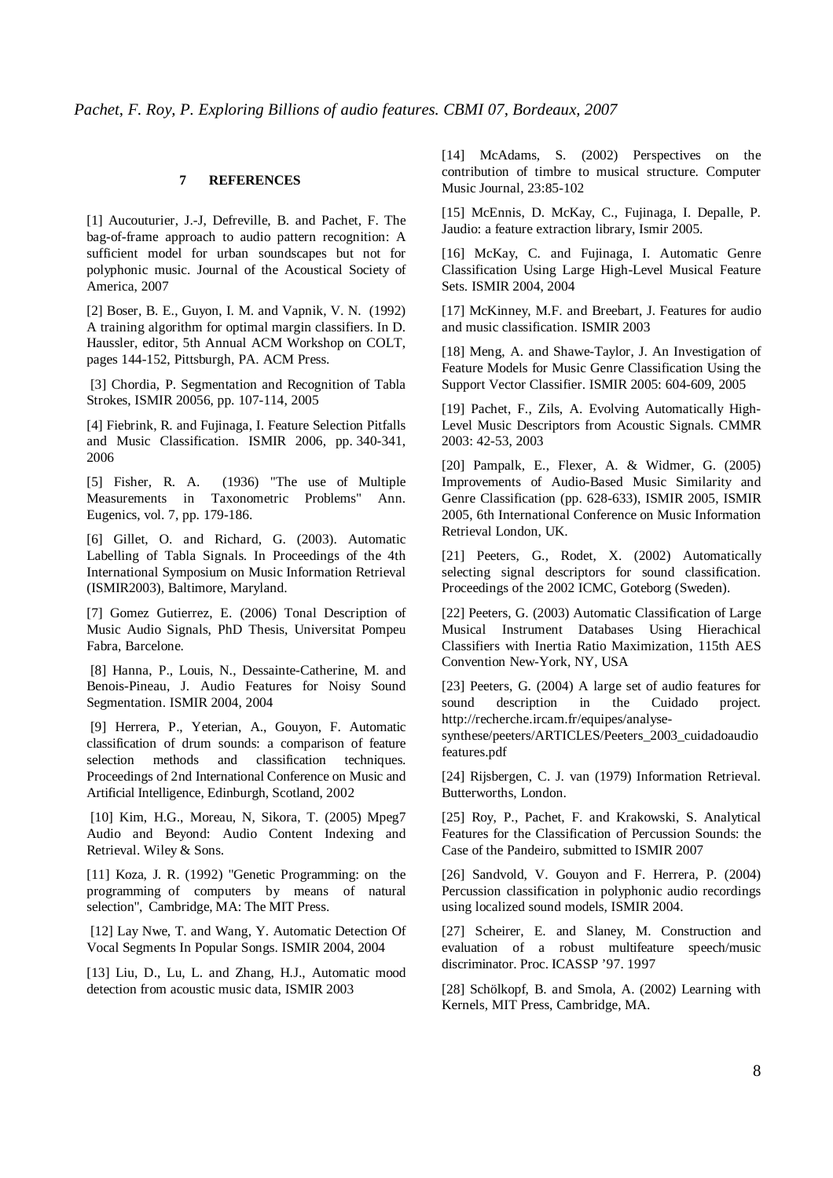## 7 REFERENCES

[1] Aucouturier, J.-J, Defreville, B. and Pachet, F. The bag-of-frame approach to audio pattern recognition: A sufficient model for urban soundscapes but not for polyphonic music. Journal of the Acoustical Society of America, 2007

[2] Boser, B. E., Guyon, I. M. and Vapnik, V. N. (1992) A training algorithm for optimal margin classifiers. In D. Haussler, editor, 5th Annual ACM Workshop on COLT, pages 144-152, Pittsburgh, PA. ACM Press.

[3] Chordia, P. Segmentation and Recognition of Tabla Strokes, ISMIR 20056, pp. 107-114, 2005

[4] Fiebrink, R. and Fujinaga, I. Feature Selection Pitfalls and Music Classification. ISMIR 2006, pp. 340-341, 2006

[5] Fisher, R. A. (1936) "The use of Multiple Measurements in Taxonometric Problems" Ann. Eugenics, vol. 7, pp. 179-186.

[6] Gillet, O. and Richard, G. (2003). Automatic Labelling of Tabla Signals. In Proceedings of the 4th International Symposium on Music Information Retrieval (ISMIR2003), Baltimore, Maryland.

[7] Gomez Gutierrez, E. (2006) Tonal Description of Music Audio Signals, PhD Thesis, Universitat Pompeu Fabra, Barcelone.

[8] Hanna, P., Louis, N., Dessainte-Catherine, M. and Benois-Pineau, J. Audio Features for Noisy Sound Segmentation. ISMIR 2004, 2004

[9] Herrera, P., Yeterian, A., Gouyon, F. Automatic classification of drum sounds: a comparison of feature selection methods and classification techniques. Proceedings of 2nd International Conference on Music and Artificial Intelligence, Edinburgh, Scotland, 2002

[10] Kim, H.G., Moreau, N, Sikora, T. (2005) Mpeg7 Audio and Beyond: Audio Content Indexing and Retrieval. Wiley & Sons.

[11] Koza, J. R. (1992) "Genetic Programming: on the programming of computers by means of natural selection", Cambridge, MA: The MIT Press.

[12] Lay Nwe, T. and Wang, Y. Automatic Detection Of Vocal Segments In Popular Songs. ISMIR 2004, 2004

[13] Liu, D., Lu, L. and Zhang, H.J., Automatic mood detection from acoustic music data, ISMIR 2003

[14] McAdams, S. (2002) Perspectives on the contribution of timbre to musical structure. Computer Music Journal, 23:85-102

[15] McEnnis, D. McKay, C., Fujinaga, I. Depalle, P. Jaudio: a feature extraction library, Ismir 2005.

[16] McKay, C. and Fujinaga, I. Automatic Genre Classification Using Large High-Level Musical Feature Sets. ISMIR 2004, 2004

[17] McKinney, M.F. and Breebart, J. Features for audio and music classification. ISMIR 2003

[18] Meng, A. and Shawe-Taylor, J. An Investigation of Feature Models for Music Genre Classification Using the Support Vector Classifier. ISMIR 2005: 604-609, 2005

[19] Pachet, F., Zils, A. Evolving Automatically High-Level Music Descriptors from Acoustic Signals. CMMR 2003: 42-53, 2003

[20] Pampalk, E., Flexer, A. & Widmer, G. (2005) Improvements of Audio-Based Music Similarity and Genre Classification (pp. 628-633), ISMIR 2005, ISMIR 2005, 6th International Conference on Music Information Retrieval London, UK.

[21] Peeters, G., Rodet, X. (2002) Automatically selecting signal descriptors for sound classification. Proceedings of the 2002 ICMC, Goteborg (Sweden).

[22] Peeters, G. (2003) Automatic Classification of Large Musical Instrument Databases Using Hierachical Classifiers with Inertia Ratio Maximization, 115th AES Convention New-York, NY, USA

[23] Peeters, G. (2004) A large set of audio features for sound description in the Cuidado project. http://recherche.ircam.fr/equipes/analyse-synthese/peeters/ARTICLES/Peeters_2003_cuidadoaudiofeatures.pdf

[24] Rijsbergen, C. J. van (1979) Information Retrieval. Butterworths, London.

[25] Roy, P., Pachet, F. and Krakowski, S. Analytical Features for the Classification of Percussion Sounds: the Case of the Pandeiro, submitted to ISMIR 2007

[26] Sandvold, V. Gouyon and F. Herrera, P. (2004) Percussion classification in polyphonic audio recordings using localized sound models, ISMIR 2004.

[27] Scheirer, E. and Slaney, M. Construction and evaluation of a robust multifeature speech/music discriminator. Proc. ICASSP '97. 1997

[28] Schölkopf, B. and Smola, A. (2002) Learning with Kernels, MIT Press, Cambridge, MA.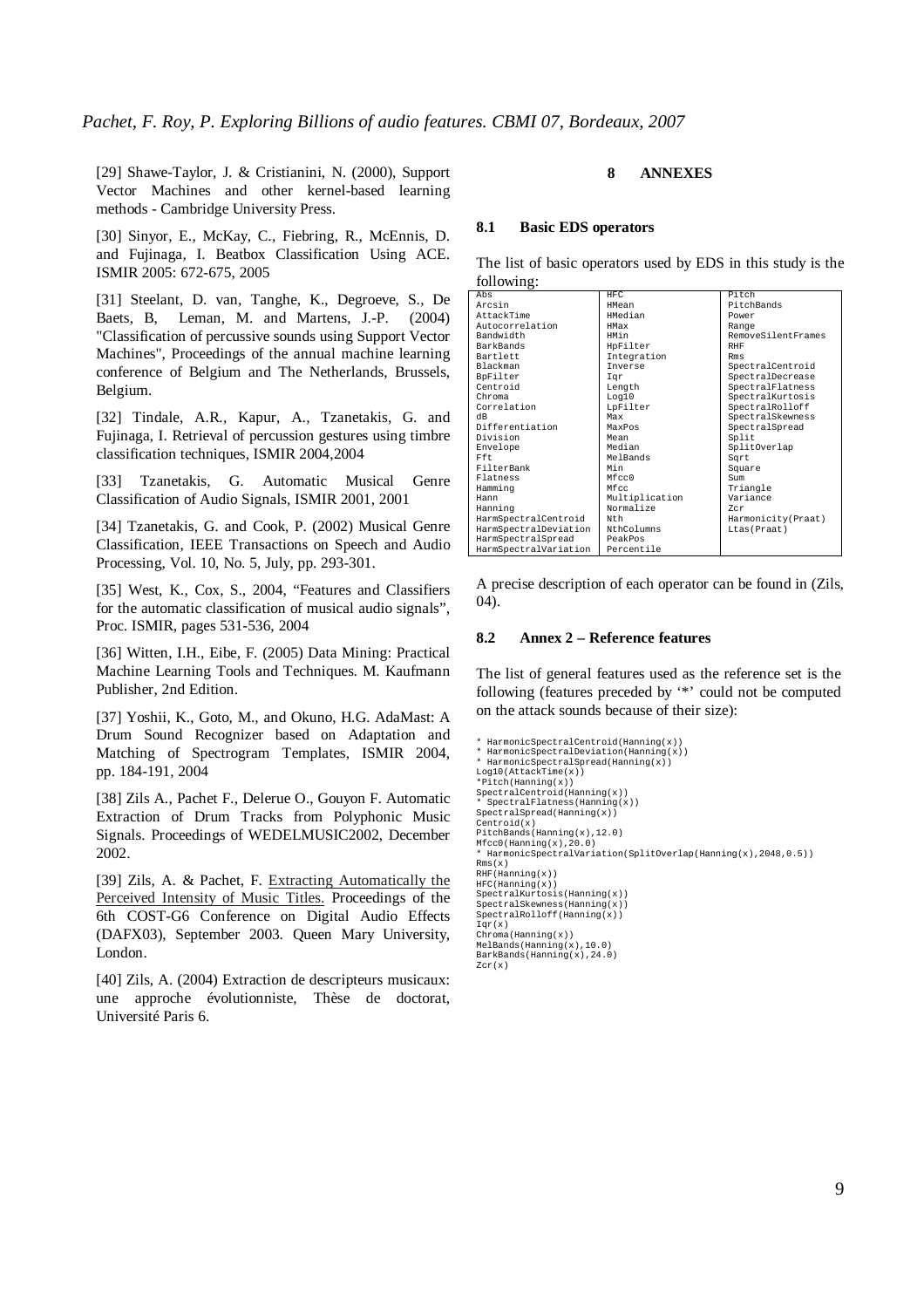[29] Shawe-Taylor, J. & Cristianini, N. (2000), Support Vector Machines and other kernel-based learning methods - Cambridge University Press.

[30] Sinyor, E., McKay, C., Fiebring, R., McEnnis, D. and Fujinaga, I. Beatbox Classification Using ACE. ISMIR 2005: 672-675, 2005

[31] Steelant, D. van, Tanghe, K., Degroeve, S., De Baets, B, Leman, M. and Martens, J.-P. (2004) "Classification of percussive sounds using Support Vector Machines", Proceedings of the annual machine learning conference of Belgium and The Netherlands, Brussels, Belgium.

[32] Tindale, A.R., Kapur, A., Tzanetakis, G. and Fujinaga, I. Retrieval of percussion gestures using timbre classification techniques, ISMIR 2004,2004

[33] Tzanetakis, G. Automatic Musical Genre Classification of Audio Signals, ISMIR 2001, 2001

[34] Tzanetakis, G. and Cook, P. (2002) Musical Genre Classification, IEEE Transactions on Speech and Audio Processing, Vol. 10, No. 5, July, pp. 293-301.

[35] West, K., Cox, S., 2004, "Features and Classifiers for the automatic classification of musical audio signals", Proc. ISMIR, pages 531-536, 2004

[36] Witten, I.H., Eibe, F. (2005) Data Mining: Practical Machine Learning Tools and Techniques. M. Kaufmann Publisher, 2nd Edition.

[37] Yoshii, K., Goto, M., and Okuno, H.G. AdaMast: A Drum Sound Recognizer based on Adaptation and Matching of Spectrogram Templates, ISMIR 2004, pp. 184-191, 2004

[38] Zils A., Pachet F., Delerue O., Gouyon F. Automatic Extraction of Drum Tracks from Polyphonic Music Signals. Proceedings of WEDELMUSIC2002, December 2002.

[39] Zils, A. & Pachet, F. Extracting Automatically the Perceived Intensity of Music Titles. Proceedings of the 6th COST-G6 Conference on Digital Audio Effects (DAFX03), September 2003. Queen Mary University, London.

[40] Zils, A. (2004) Extraction de descripteurs musicaux: une approche évolutionniste, Thèse de doctorat, Université Paris 6.

# 8 ANNEXES

## 8.1 Basic EDS operators

The list of basic operators used by EDS in this study is the following:

| | | |
|---|---|---|
| Abs | HFC | Pitch |
| Arcsin | HMean | PitchBands |
| AttackTime | HMedian | Power |
| Autocorrelation | HMax | Range |
| Bandwidth | HMin | RemoveSilentFrames |
| BarkBands | HpFilter | RHF |
| Bartlett | Integration | Rms |
| Blackman | Inverse | SpectralCentroid |
| BpFilter | Iqr | SpectralDecrease |
| Centroid | Length | SpectralFlatness |
| Chroma | Log10 | SpectralKurtosis |
| Correlation | LpFilter | SpectralRolloff |
| dB | Max | SpectralSkewness |
| Differentiation | MaxPos | SpectralSpread |
| Division | Mean | Split |
| Envelope | Median | SplitOverlap |
| Fft | MelBands | Sqrt |
| FilterBank | Min | Square |
| Flatness | Mfcc0 | Sum |
| Hamming | Mfcc | Triangle |
| Hann | Multiplication | Variance |
| Hanning | Normalize | Zcr |
| HarmSpectralCentroid | Nth | Harmonicity(Praat) |
| HarmSpectralDeviation | NthColumns | Ltas(Praat) |
| HarmSpectralSpread | PeakPos | |
| HarmSpectralVariation | Percentile | |

A precise description of each operator can be found in (Zils, 04).

## 8.2 Annex 2 – Reference features

The list of general features used as the reference set is the following (features preceded by '*' could not be computed on the attack sounds because of their size):

```
* HarmonicSpectralCentroid(Hanning(x))
* HarmonicSpectralDeviation(Hanning(x))
* HarmonicSpectralSpread(Hanning(x))
Log10(AttackTime(x))
*Pitch(Hanning(x))
SpectralCentroid(Hanning(x))
* SpectralFlatness(Hanning(x))
SpectralSpread(Hanning(x))
Centroid(x)
PitchBands(Hanning(x),12.0)
Mfcc0(Hanning(x),20.0)
* HarmonicSpectralVariation(SplitOverlap(Hanning(x),2048,0.5))
Rms(x)
RHF(Hanning(x))
HFC(Hanning(x))
SpectralKurtosis(Hanning(x))
SpectralSkewness(Hanning(x))
SpectralRolloff(Hanning(x))
Iqr(x)
Chroma(Hanning(x))
MelBands(Hanning(x),10.0)
BarkBands(Hanning(x),24.0)
Zcr(x)
```